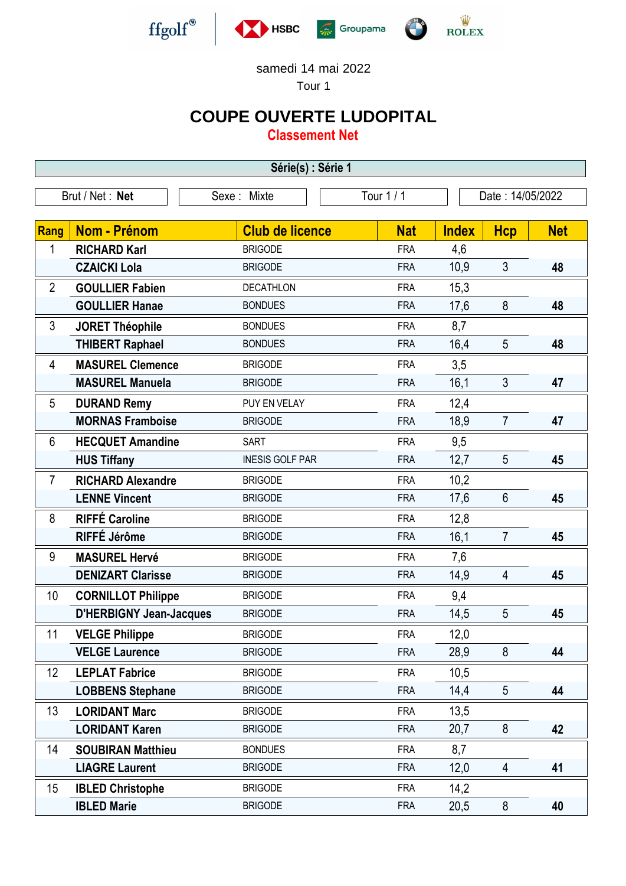ffgolf | HSBC | Groupama | BMW | ROLEX

samedi 14 mai 2022

Tour 1

# COUPE OUVERTE LUDOPITAL

## Classement Net

**Série(s) : Série 1**

Brut / Net : **Net** | Sexe : Mixte | Tour 1 / 1 | Date : 14/05/2022

| Rang | Nom - Prénom | Club de licence | Nat | Index | Hcp | Net |
|---|---|---|---|---|---|---|
| 1 | **RICHARD Karl** | BRIGODE | FRA | 4,6 | | |
| | **CZAICKI Lola** | BRIGODE | FRA | 10,9 | 3 | **48** |
| 2 | **GOULLIER Fabien** | DECATHLON | FRA | 15,3 | | |
| | **GOULLIER Hanae** | BONDUES | FRA | 17,6 | 8 | **48** |
| 3 | **JORET Théophile** | BONDUES | FRA | 8,7 | | |
| | **THIBERT Raphael** | BONDUES | FRA | 16,4 | 5 | **48** |
| 4 | **MASUREL Clemence** | BRIGODE | FRA | 3,5 | | |
| | **MASUREL Manuela** | BRIGODE | FRA | 16,1 | 3 | **47** |
| 5 | **DURAND Remy** | PUY EN VELAY | FRA | 12,4 | | |
| | **MORNAS Framboise** | BRIGODE | FRA | 18,9 | 7 | **47** |
| 6 | **HECQUET Amandine** | SART | FRA | 9,5 | | |
| | **HUS Tiffany** | INESIS GOLF PAR | FRA | 12,7 | 5 | **45** |
| 7 | **RICHARD Alexandre** | BRIGODE | FRA | 10,2 | | |
| | **LENNE Vincent** | BRIGODE | FRA | 17,6 | 6 | **45** |
| 8 | **RIFFÉ Caroline** | BRIGODE | FRA | 12,8 | | |
| | **RIFFÉ Jérôme** | BRIGODE | FRA | 16,1 | 7 | **45** |
| 9 | **MASUREL Hervé** | BRIGODE | FRA | 7,6 | | |
| | **DENIZART Clarisse** | BRIGODE | FRA | 14,9 | 4 | **45** |
| 10 | **CORNILLOT Philippe** | BRIGODE | FRA | 9,4 | | |
| | **D'HERBIGNY Jean-Jacques** | BRIGODE | FRA | 14,5 | 5 | **45** |
| 11 | **VELGE Philippe** | BRIGODE | FRA | 12,0 | | |
| | **VELGE Laurence** | BRIGODE | FRA | 28,9 | 8 | **44** |
| 12 | **LEPLAT Fabrice** | BRIGODE | FRA | 10,5 | | |
| | **LOBBENS Stephane** | BRIGODE | FRA | 14,4 | 5 | **44** |
| 13 | **LORIDANT Marc** | BRIGODE | FRA | 13,5 | | |
| | **LORIDANT Karen** | BRIGODE | FRA | 20,7 | 8 | **42** |
| 14 | **SOUBIRAN Matthieu** | BONDUES | FRA | 8,7 | | |
| | **LIAGRE Laurent** | BRIGODE | FRA | 12,0 | 4 | **41** |
| 15 | **IBLED Christophe** | BRIGODE | FRA | 14,2 | | |
| | **IBLED Marie** | BRIGODE | FRA | 20,5 | 8 | **40** |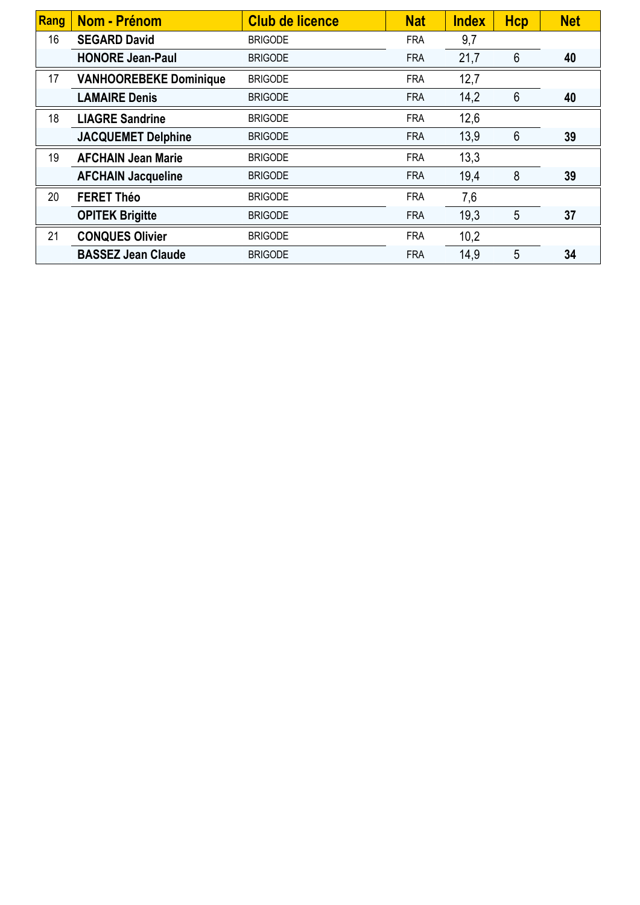| Rang | Nom - Prénom | Club de licence | Nat | Index | Hcp | Net |
|---|---|---|---|---|---|---|
| 16 | **SEGARD David** | BRIGODE | FRA | 9,7 | | |
| | **HONORE Jean-Paul** | BRIGODE | FRA | 21,7 | 6 | **40** |
| 17 | **VANHOOREBEKE Dominique** | BRIGODE | FRA | 12,7 | | |
| | **LAMAIRE Denis** | BRIGODE | FRA | 14,2 | 6 | **40** |
| 18 | **LIAGRE Sandrine** | BRIGODE | FRA | 12,6 | | |
| | **JACQUEMET Delphine** | BRIGODE | FRA | 13,9 | 6 | **39** |
| 19 | **AFCHAIN Jean Marie** | BRIGODE | FRA | 13,3 | | |
| | **AFCHAIN Jacqueline** | BRIGODE | FRA | 19,4 | 8 | **39** |
| 20 | **FERET Théo** | BRIGODE | FRA | 7,6 | | |
| | **OPITEK Brigitte** | BRIGODE | FRA | 19,3 | 5 | **37** |
| 21 | **CONQUES Olivier** | BRIGODE | FRA | 10,2 | | |
| | **BASSEZ Jean Claude** | BRIGODE | FRA | 14,9 | 5 | **34** |